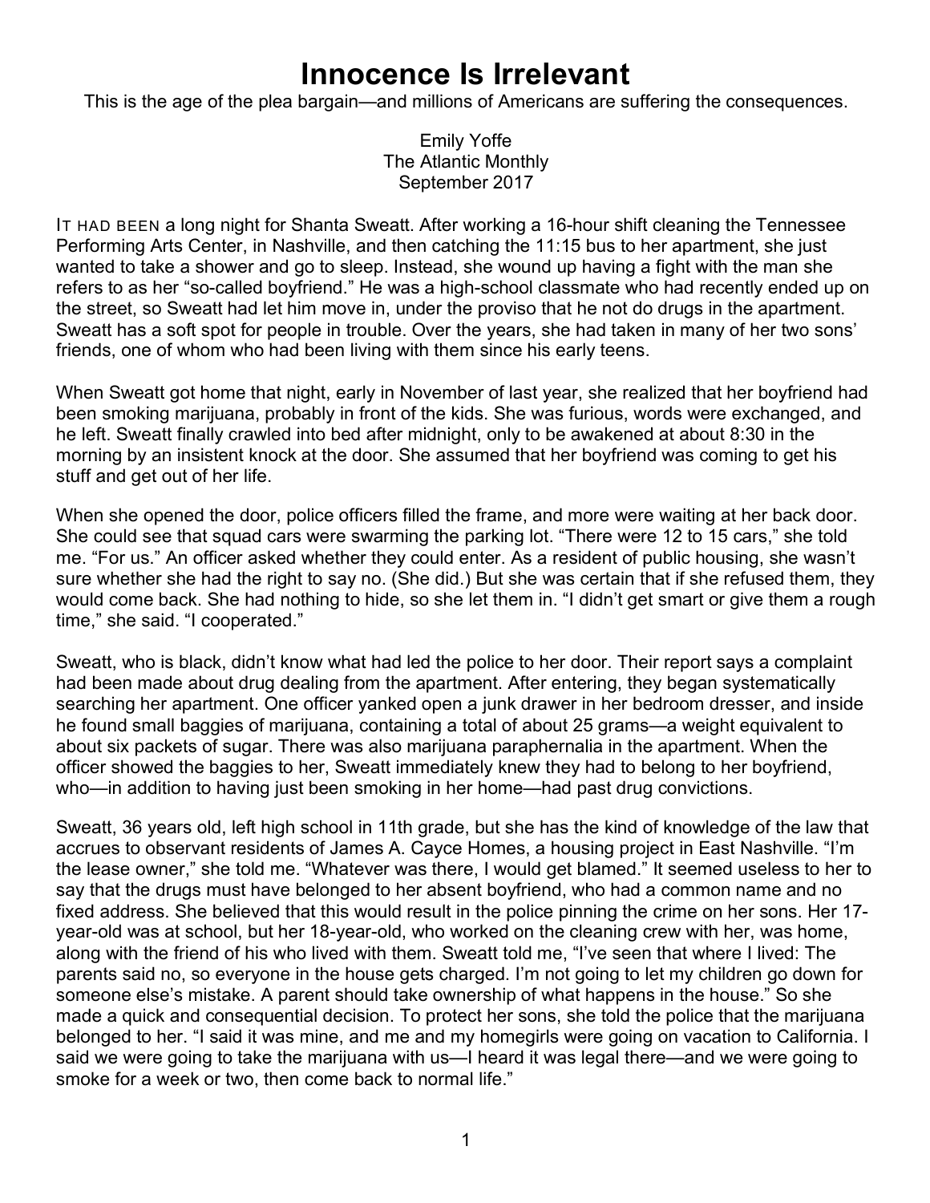# Innocence Is Irrelevant

This is the age of the plea bargain—and millions of Americans are suffering the consequences.

Emily Yoffe
The Atlantic Monthly
September 2017

IT HAD BEEN a long night for Shanta Sweatt. After working a 16-hour shift cleaning the Tennessee Performing Arts Center, in Nashville, and then catching the 11:15 bus to her apartment, she just wanted to take a shower and go to sleep. Instead, she wound up having a fight with the man she refers to as her "so-called boyfriend." He was a high-school classmate who had recently ended up on the street, so Sweatt had let him move in, under the proviso that he not do drugs in the apartment. Sweatt has a soft spot for people in trouble. Over the years, she had taken in many of her two sons' friends, one of whom who had been living with them since his early teens.

When Sweatt got home that night, early in November of last year, she realized that her boyfriend had been smoking marijuana, probably in front of the kids. She was furious, words were exchanged, and he left. Sweatt finally crawled into bed after midnight, only to be awakened at about 8:30 in the morning by an insistent knock at the door. She assumed that her boyfriend was coming to get his stuff and get out of her life.

When she opened the door, police officers filled the frame, and more were waiting at her back door. She could see that squad cars were swarming the parking lot. "There were 12 to 15 cars," she told me. "For us." An officer asked whether they could enter. As a resident of public housing, she wasn't sure whether she had the right to say no. (She did.) But she was certain that if she refused them, they would come back. She had nothing to hide, so she let them in. "I didn't get smart or give them a rough time," she said. "I cooperated."

Sweatt, who is black, didn't know what had led the police to her door. Their report says a complaint had been made about drug dealing from the apartment. After entering, they began systematically searching her apartment. One officer yanked open a junk drawer in her bedroom dresser, and inside he found small baggies of marijuana, containing a total of about 25 grams—a weight equivalent to about six packets of sugar. There was also marijuana paraphernalia in the apartment. When the officer showed the baggies to her, Sweatt immediately knew they had to belong to her boyfriend, who—in addition to having just been smoking in her home—had past drug convictions.

Sweatt, 36 years old, left high school in 11th grade, but she has the kind of knowledge of the law that accrues to observant residents of James A. Cayce Homes, a housing project in East Nashville. "I'm the lease owner," she told me. "Whatever was there, I would get blamed." It seemed useless to her to say that the drugs must have belonged to her absent boyfriend, who had a common name and no fixed address. She believed that this would result in the police pinning the crime on her sons. Her 17-year-old was at school, but her 18-year-old, who worked on the cleaning crew with her, was home, along with the friend of his who lived with them. Sweatt told me, "I've seen that where I lived: The parents said no, so everyone in the house gets charged. I'm not going to let my children go down for someone else's mistake. A parent should take ownership of what happens in the house." So she made a quick and consequential decision. To protect her sons, she told the police that the marijuana belonged to her. "I said it was mine, and me and my homegirls were going on vacation to California. I said we were going to take the marijuana with us—I heard it was legal there—and we were going to smoke for a week or two, then come back to normal life."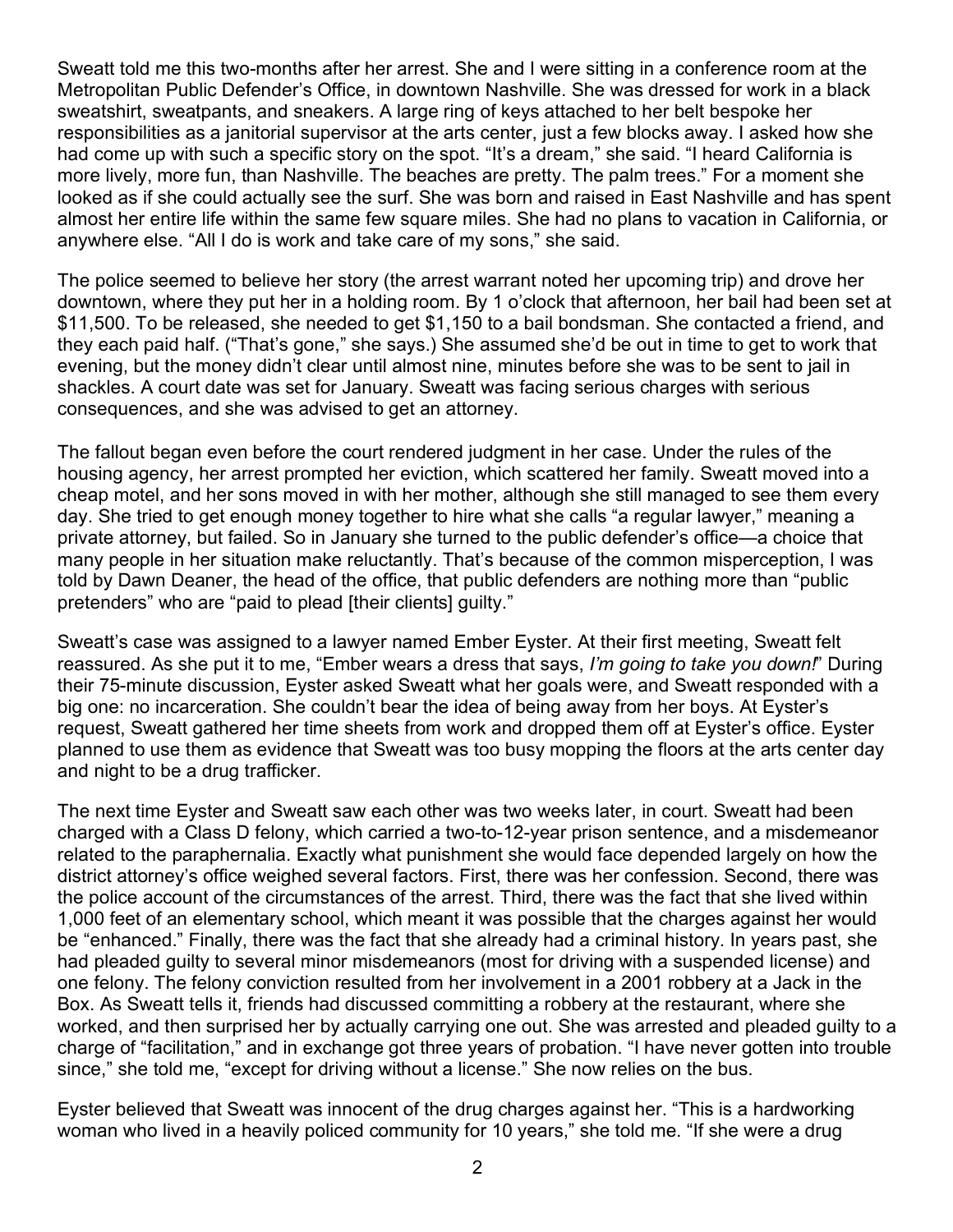Sweatt told me this two-months after her arrest. She and I were sitting in a conference room at the Metropolitan Public Defender's Office, in downtown Nashville. She was dressed for work in a black sweatshirt, sweatpants, and sneakers. A large ring of keys attached to her belt bespoke her responsibilities as a janitorial supervisor at the arts center, just a few blocks away. I asked how she had come up with such a specific story on the spot. "It's a dream," she said. "I heard California is more lively, more fun, than Nashville. The beaches are pretty. The palm trees." For a moment she looked as if she could actually see the surf. She was born and raised in East Nashville and has spent almost her entire life within the same few square miles. She had no plans to vacation in California, or anywhere else. "All I do is work and take care of my sons," she said.

The police seemed to believe her story (the arrest warrant noted her upcoming trip) and drove her downtown, where they put her in a holding room. By 1 o'clock that afternoon, her bail had been set at $11,500. To be released, she needed to get $1,150 to a bail bondsman. She contacted a friend, and they each paid half. ("That's gone," she says.) She assumed she'd be out in time to get to work that evening, but the money didn't clear until almost nine, minutes before she was to be sent to jail in shackles. A court date was set for January. Sweatt was facing serious charges with serious consequences, and she was advised to get an attorney.

The fallout began even before the court rendered judgment in her case. Under the rules of the housing agency, her arrest prompted her eviction, which scattered her family. Sweatt moved into a cheap motel, and her sons moved in with her mother, although she still managed to see them every day. She tried to get enough money together to hire what she calls "a regular lawyer," meaning a private attorney, but failed. So in January she turned to the public defender's office—a choice that many people in her situation make reluctantly. That's because of the common misperception, I was told by Dawn Deaner, the head of the office, that public defenders are nothing more than "public pretenders" who are "paid to plead [their clients] guilty."

Sweatt's case was assigned to a lawyer named Ember Eyster. At their first meeting, Sweatt felt reassured. As she put it to me, "Ember wears a dress that says, *I'm going to take you down!*" During their 75-minute discussion, Eyster asked Sweatt what her goals were, and Sweatt responded with a big one: no incarceration. She couldn't bear the idea of being away from her boys. At Eyster's request, Sweatt gathered her time sheets from work and dropped them off at Eyster's office. Eyster planned to use them as evidence that Sweatt was too busy mopping the floors at the arts center day and night to be a drug trafficker.

The next time Eyster and Sweatt saw each other was two weeks later, in court. Sweatt had been charged with a Class D felony, which carried a two-to-12-year prison sentence, and a misdemeanor related to the paraphernalia. Exactly what punishment she would face depended largely on how the district attorney's office weighed several factors. First, there was her confession. Second, there was the police account of the circumstances of the arrest. Third, there was the fact that she lived within 1,000 feet of an elementary school, which meant it was possible that the charges against her would be "enhanced." Finally, there was the fact that she already had a criminal history. In years past, she had pleaded guilty to several minor misdemeanors (most for driving with a suspended license) and one felony. The felony conviction resulted from her involvement in a 2001 robbery at a Jack in the Box. As Sweatt tells it, friends had discussed committing a robbery at the restaurant, where she worked, and then surprised her by actually carrying one out. She was arrested and pleaded guilty to a charge of "facilitation," and in exchange got three years of probation. "I have never gotten into trouble since," she told me, "except for driving without a license." She now relies on the bus.

Eyster believed that Sweatt was innocent of the drug charges against her. "This is a hardworking woman who lived in a heavily policed community for 10 years," she told me. "If she were a drug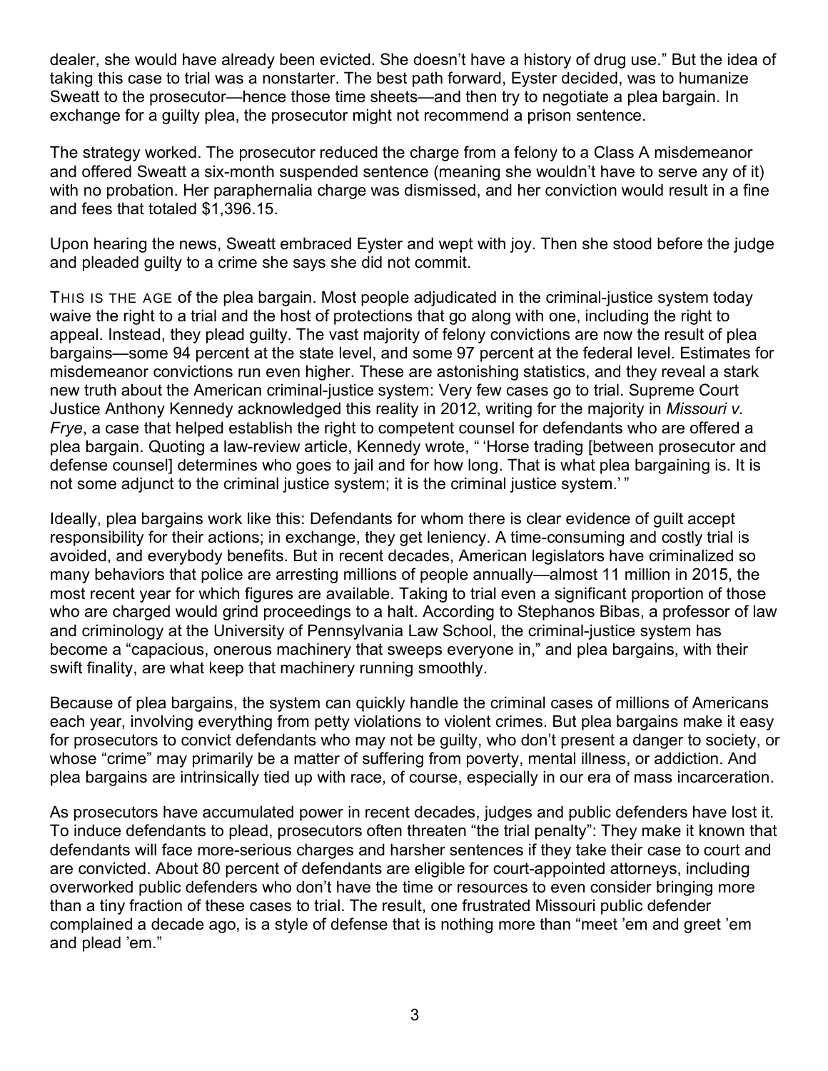dealer, she would have already been evicted. She doesn't have a history of drug use." But the idea of taking this case to trial was a nonstarter. The best path forward, Eyster decided, was to humanize Sweatt to the prosecutor—hence those time sheets—and then try to negotiate a plea bargain. In exchange for a guilty plea, the prosecutor might not recommend a prison sentence.

The strategy worked. The prosecutor reduced the charge from a felony to a Class A misdemeanor and offered Sweatt a six-month suspended sentence (meaning she wouldn't have to serve any of it) with no probation. Her paraphernalia charge was dismissed, and her conviction would result in a fine and fees that totaled $1,396.15.

Upon hearing the news, Sweatt embraced Eyster and wept with joy. Then she stood before the judge and pleaded guilty to a crime she says she did not commit.

THIS IS THE AGE of the plea bargain. Most people adjudicated in the criminal-justice system today waive the right to a trial and the host of protections that go along with one, including the right to appeal. Instead, they plead guilty. The vast majority of felony convictions are now the result of plea bargains—some 94 percent at the state level, and some 97 percent at the federal level. Estimates for misdemeanor convictions run even higher. These are astonishing statistics, and they reveal a stark new truth about the American criminal-justice system: Very few cases go to trial. Supreme Court Justice Anthony Kennedy acknowledged this reality in 2012, writing for the majority in *Missouri v. Frye*, a case that helped establish the right to competent counsel for defendants who are offered a plea bargain. Quoting a law-review article, Kennedy wrote, " 'Horse trading [between prosecutor and defense counsel] determines who goes to jail and for how long. That is what plea bargaining is. It is not some adjunct to the criminal justice system; it is the criminal justice system.' "

Ideally, plea bargains work like this: Defendants for whom there is clear evidence of guilt accept responsibility for their actions; in exchange, they get leniency. A time-consuming and costly trial is avoided, and everybody benefits. But in recent decades, American legislators have criminalized so many behaviors that police are arresting millions of people annually—almost 11 million in 2015, the most recent year for which figures are available. Taking to trial even a significant proportion of those who are charged would grind proceedings to a halt. According to Stephanos Bibas, a professor of law and criminology at the University of Pennsylvania Law School, the criminal-justice system has become a "capacious, onerous machinery that sweeps everyone in," and plea bargains, with their swift finality, are what keep that machinery running smoothly.

Because of plea bargains, the system can quickly handle the criminal cases of millions of Americans each year, involving everything from petty violations to violent crimes. But plea bargains make it easy for prosecutors to convict defendants who may not be guilty, who don't present a danger to society, or whose "crime" may primarily be a matter of suffering from poverty, mental illness, or addiction. And plea bargains are intrinsically tied up with race, of course, especially in our era of mass incarceration.

As prosecutors have accumulated power in recent decades, judges and public defenders have lost it. To induce defendants to plead, prosecutors often threaten "the trial penalty": They make it known that defendants will face more-serious charges and harsher sentences if they take their case to court and are convicted. About 80 percent of defendants are eligible for court-appointed attorneys, including overworked public defenders who don't have the time or resources to even consider bringing more than a tiny fraction of these cases to trial. The result, one frustrated Missouri public defender complained a decade ago, is a style of defense that is nothing more than "meet 'em and greet 'em and plead 'em."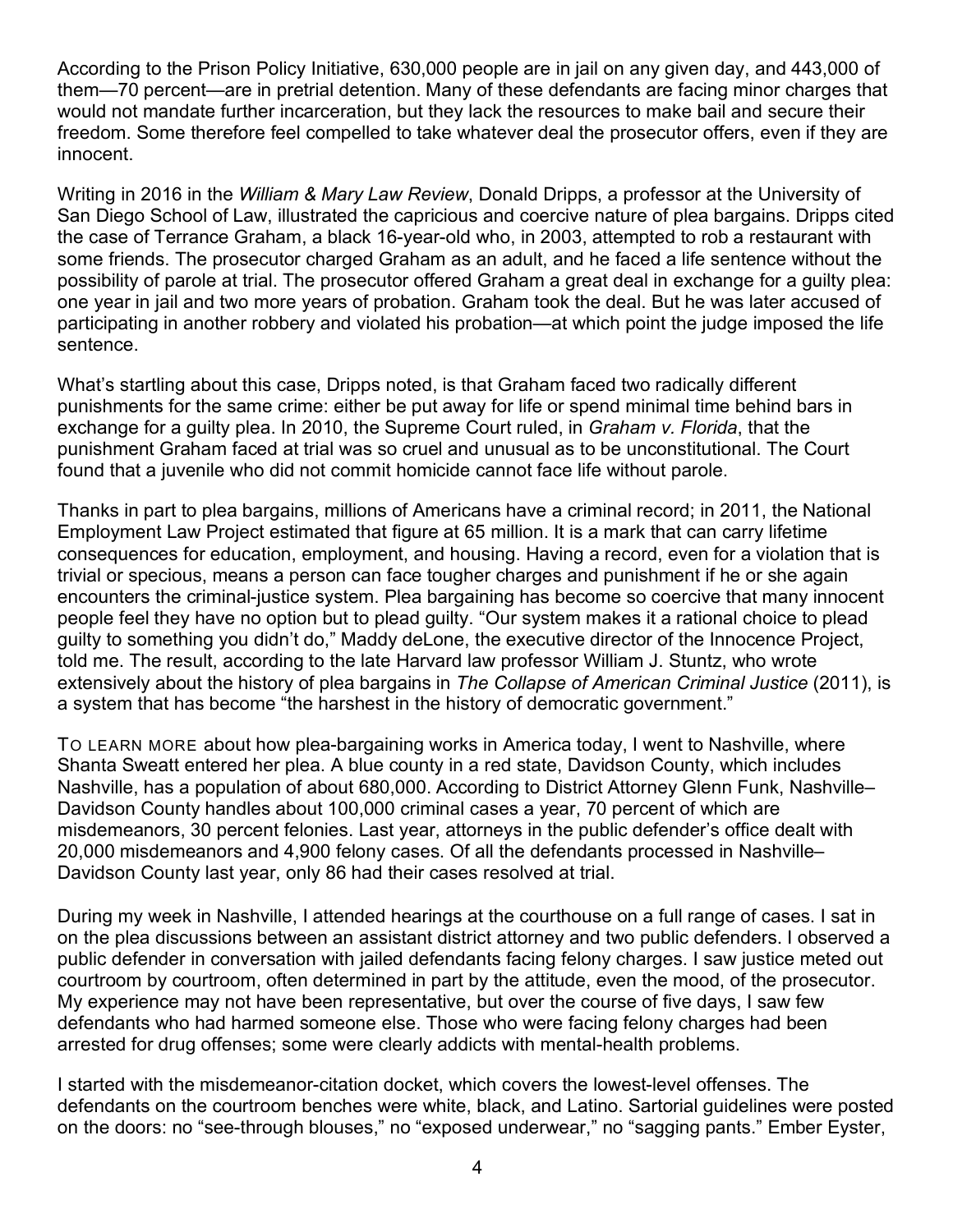According to the Prison Policy Initiative, 630,000 people are in jail on any given day, and 443,000 of them—70 percent—are in pretrial detention. Many of these defendants are facing minor charges that would not mandate further incarceration, but they lack the resources to make bail and secure their freedom. Some therefore feel compelled to take whatever deal the prosecutor offers, even if they are innocent.

Writing in 2016 in the *William & Mary Law Review*, Donald Dripps, a professor at the University of San Diego School of Law, illustrated the capricious and coercive nature of plea bargains. Dripps cited the case of Terrance Graham, a black 16-year-old who, in 2003, attempted to rob a restaurant with some friends. The prosecutor charged Graham as an adult, and he faced a life sentence without the possibility of parole at trial. The prosecutor offered Graham a great deal in exchange for a guilty plea: one year in jail and two more years of probation. Graham took the deal. But he was later accused of participating in another robbery and violated his probation—at which point the judge imposed the life sentence.

What's startling about this case, Dripps noted, is that Graham faced two radically different punishments for the same crime: either be put away for life or spend minimal time behind bars in exchange for a guilty plea. In 2010, the Supreme Court ruled, in *Graham v. Florida*, that the punishment Graham faced at trial was so cruel and unusual as to be unconstitutional. The Court found that a juvenile who did not commit homicide cannot face life without parole.

Thanks in part to plea bargains, millions of Americans have a criminal record; in 2011, the National Employment Law Project estimated that figure at 65 million. It is a mark that can carry lifetime consequences for education, employment, and housing. Having a record, even for a violation that is trivial or specious, means a person can face tougher charges and punishment if he or she again encounters the criminal-justice system. Plea bargaining has become so coercive that many innocent people feel they have no option but to plead guilty. "Our system makes it a rational choice to plead guilty to something you didn't do," Maddy deLone, the executive director of the Innocence Project, told me. The result, according to the late Harvard law professor William J. Stuntz, who wrote extensively about the history of plea bargains in *The Collapse of American Criminal Justice* (2011), is a system that has become "the harshest in the history of democratic government."

TO LEARN MORE about how plea-bargaining works in America today, I went to Nashville, where Shanta Sweatt entered her plea. A blue county in a red state, Davidson County, which includes Nashville, has a population of about 680,000. According to District Attorney Glenn Funk, Nashville–Davidson County handles about 100,000 criminal cases a year, 70 percent of which are misdemeanors, 30 percent felonies. Last year, attorneys in the public defender's office dealt with 20,000 misdemeanors and 4,900 felony cases. Of all the defendants processed in Nashville–Davidson County last year, only 86 had their cases resolved at trial.

During my week in Nashville, I attended hearings at the courthouse on a full range of cases. I sat in on the plea discussions between an assistant district attorney and two public defenders. I observed a public defender in conversation with jailed defendants facing felony charges. I saw justice meted out courtroom by courtroom, often determined in part by the attitude, even the mood, of the prosecutor. My experience may not have been representative, but over the course of five days, I saw few defendants who had harmed someone else. Those who were facing felony charges had been arrested for drug offenses; some were clearly addicts with mental-health problems.

I started with the misdemeanor-citation docket, which covers the lowest-level offenses. The defendants on the courtroom benches were white, black, and Latino. Sartorial guidelines were posted on the doors: no "see-through blouses," no "exposed underwear," no "sagging pants." Ember Eyster,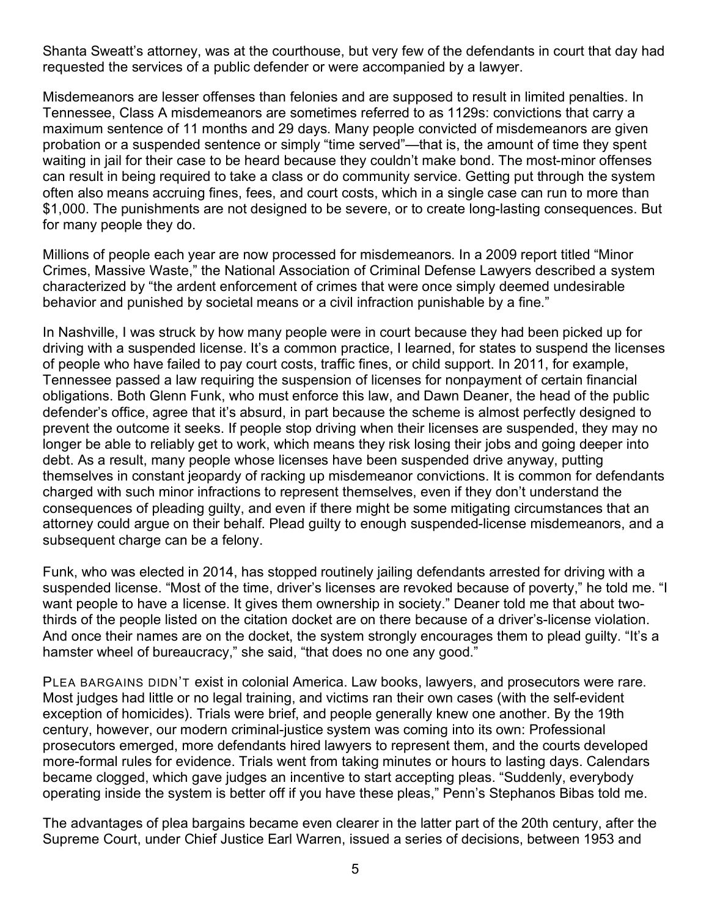Shanta Sweatt's attorney, was at the courthouse, but very few of the defendants in court that day had requested the services of a public defender or were accompanied by a lawyer.

Misdemeanors are lesser offenses than felonies and are supposed to result in limited penalties. In Tennessee, Class A misdemeanors are sometimes referred to as 1129s: convictions that carry a maximum sentence of 11 months and 29 days. Many people convicted of misdemeanors are given probation or a suspended sentence or simply "time served"—that is, the amount of time they spent waiting in jail for their case to be heard because they couldn't make bond. The most-minor offenses can result in being required to take a class or do community service. Getting put through the system often also means accruing fines, fees, and court costs, which in a single case can run to more than $1,000. The punishments are not designed to be severe, or to create long-lasting consequences. But for many people they do.

Millions of people each year are now processed for misdemeanors. In a 2009 report titled "Minor Crimes, Massive Waste," the National Association of Criminal Defense Lawyers described a system characterized by "the ardent enforcement of crimes that were once simply deemed undesirable behavior and punished by societal means or a civil infraction punishable by a fine."

In Nashville, I was struck by how many people were in court because they had been picked up for driving with a suspended license. It's a common practice, I learned, for states to suspend the licenses of people who have failed to pay court costs, traffic fines, or child support. In 2011, for example, Tennessee passed a law requiring the suspension of licenses for nonpayment of certain financial obligations. Both Glenn Funk, who must enforce this law, and Dawn Deaner, the head of the public defender's office, agree that it's absurd, in part because the scheme is almost perfectly designed to prevent the outcome it seeks. If people stop driving when their licenses are suspended, they may no longer be able to reliably get to work, which means they risk losing their jobs and going deeper into debt. As a result, many people whose licenses have been suspended drive anyway, putting themselves in constant jeopardy of racking up misdemeanor convictions. It is common for defendants charged with such minor infractions to represent themselves, even if they don't understand the consequences of pleading guilty, and even if there might be some mitigating circumstances that an attorney could argue on their behalf. Plead guilty to enough suspended-license misdemeanors, and a subsequent charge can be a felony.

Funk, who was elected in 2014, has stopped routinely jailing defendants arrested for driving with a suspended license. "Most of the time, driver's licenses are revoked because of poverty," he told me. "I want people to have a license. It gives them ownership in society." Deaner told me that about two-thirds of the people listed on the citation docket are on there because of a driver's-license violation. And once their names are on the docket, the system strongly encourages them to plead guilty. "It's a hamster wheel of bureaucracy," she said, "that does no one any good."

PLEA BARGAINS DIDN'T exist in colonial America. Law books, lawyers, and prosecutors were rare. Most judges had little or no legal training, and victims ran their own cases (with the self-evident exception of homicides). Trials were brief, and people generally knew one another. By the 19th century, however, our modern criminal-justice system was coming into its own: Professional prosecutors emerged, more defendants hired lawyers to represent them, and the courts developed more-formal rules for evidence. Trials went from taking minutes or hours to lasting days. Calendars became clogged, which gave judges an incentive to start accepting pleas. "Suddenly, everybody operating inside the system is better off if you have these pleas," Penn's Stephanos Bibas told me.

The advantages of plea bargains became even clearer in the latter part of the 20th century, after the Supreme Court, under Chief Justice Earl Warren, issued a series of decisions, between 1953 and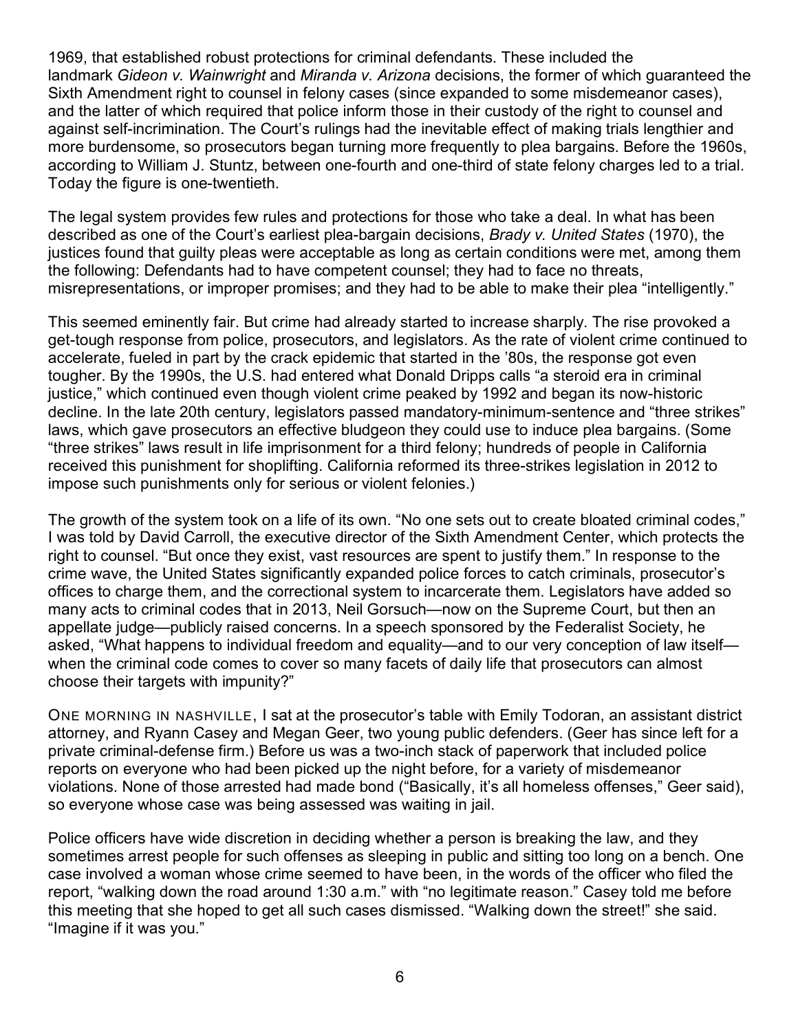1969, that established robust protections for criminal defendants. These included the landmark *Gideon v. Wainwright* and *Miranda v. Arizona* decisions, the former of which guaranteed the Sixth Amendment right to counsel in felony cases (since expanded to some misdemeanor cases), and the latter of which required that police inform those in their custody of the right to counsel and against self-incrimination. The Court's rulings had the inevitable effect of making trials lengthier and more burdensome, so prosecutors began turning more frequently to plea bargains. Before the 1960s, according to William J. Stuntz, between one-fourth and one-third of state felony charges led to a trial. Today the figure is one-twentieth.

The legal system provides few rules and protections for those who take a deal. In what has been described as one of the Court's earliest plea-bargain decisions, *Brady v. United States* (1970), the justices found that guilty pleas were acceptable as long as certain conditions were met, among them the following: Defendants had to have competent counsel; they had to face no threats, misrepresentations, or improper promises; and they had to be able to make their plea "intelligently."

This seemed eminently fair. But crime had already started to increase sharply. The rise provoked a get-tough response from police, prosecutors, and legislators. As the rate of violent crime continued to accelerate, fueled in part by the crack epidemic that started in the '80s, the response got even tougher. By the 1990s, the U.S. had entered what Donald Dripps calls "a steroid era in criminal justice," which continued even though violent crime peaked by 1992 and began its now-historic decline. In the late 20th century, legislators passed mandatory-minimum-sentence and "three strikes" laws, which gave prosecutors an effective bludgeon they could use to induce plea bargains. (Some "three strikes" laws result in life imprisonment for a third felony; hundreds of people in California received this punishment for shoplifting. California reformed its three-strikes legislation in 2012 to impose such punishments only for serious or violent felonies.)

The growth of the system took on a life of its own. "No one sets out to create bloated criminal codes," I was told by David Carroll, the executive director of the Sixth Amendment Center, which protects the right to counsel. "But once they exist, vast resources are spent to justify them." In response to the crime wave, the United States significantly expanded police forces to catch criminals, prosecutor's offices to charge them, and the correctional system to incarcerate them. Legislators have added so many acts to criminal codes that in 2013, Neil Gorsuch—now on the Supreme Court, but then an appellate judge—publicly raised concerns. In a speech sponsored by the Federalist Society, he asked, "What happens to individual freedom and equality—and to our very conception of law itself—when the criminal code comes to cover so many facets of daily life that prosecutors can almost choose their targets with impunity?"

ONE MORNING IN NASHVILLE, I sat at the prosecutor's table with Emily Todoran, an assistant district attorney, and Ryann Casey and Megan Geer, two young public defenders. (Geer has since left for a private criminal-defense firm.) Before us was a two-inch stack of paperwork that included police reports on everyone who had been picked up the night before, for a variety of misdemeanor violations. None of those arrested had made bond ("Basically, it's all homeless offenses," Geer said), so everyone whose case was being assessed was waiting in jail.

Police officers have wide discretion in deciding whether a person is breaking the law, and they sometimes arrest people for such offenses as sleeping in public and sitting too long on a bench. One case involved a woman whose crime seemed to have been, in the words of the officer who filed the report, "walking down the road around 1:30 a.m." with "no legitimate reason." Casey told me before this meeting that she hoped to get all such cases dismissed. "Walking down the street!" she said. "Imagine if it was you."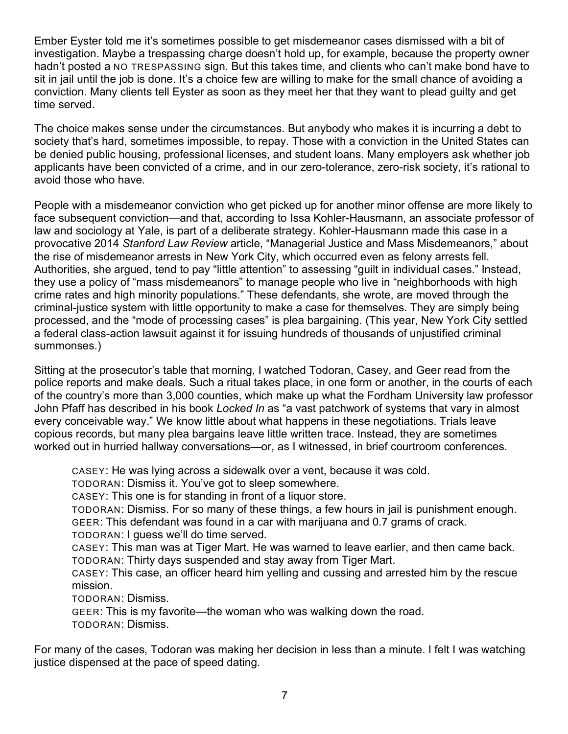Ember Eyster told me it's sometimes possible to get misdemeanor cases dismissed with a bit of investigation. Maybe a trespassing charge doesn't hold up, for example, because the property owner hadn't posted a NO TRESPASSING sign. But this takes time, and clients who can't make bond have to sit in jail until the job is done. It's a choice few are willing to make for the small chance of avoiding a conviction. Many clients tell Eyster as soon as they meet her that they want to plead guilty and get time served.

The choice makes sense under the circumstances. But anybody who makes it is incurring a debt to society that's hard, sometimes impossible, to repay. Those with a conviction in the United States can be denied public housing, professional licenses, and student loans. Many employers ask whether job applicants have been convicted of a crime, and in our zero-tolerance, zero-risk society, it's rational to avoid those who have.

People with a misdemeanor conviction who get picked up for another minor offense are more likely to face subsequent conviction—and that, according to Issa Kohler-Hausmann, an associate professor of law and sociology at Yale, is part of a deliberate strategy. Kohler-Hausmann made this case in a provocative 2014 *Stanford Law Review* article, "Managerial Justice and Mass Misdemeanors," about the rise of misdemeanor arrests in New York City, which occurred even as felony arrests fell. Authorities, she argued, tend to pay "little attention" to assessing "guilt in individual cases." Instead, they use a policy of "mass misdemeanors" to manage people who live in "neighborhoods with high crime rates and high minority populations." These defendants, she wrote, are moved through the criminal-justice system with little opportunity to make a case for themselves. They are simply being processed, and the "mode of processing cases" is plea bargaining. (This year, New York City settled a federal class-action lawsuit against it for issuing hundreds of thousands of unjustified criminal summonses.)

Sitting at the prosecutor's table that morning, I watched Todoran, Casey, and Geer read from the police reports and make deals. Such a ritual takes place, in one form or another, in the courts of each of the country's more than 3,000 counties, which make up what the Fordham University law professor John Pfaff has described in his book *Locked In* as "a vast patchwork of systems that vary in almost every conceivable way." We know little about what happens in these negotiations. Trials leave copious records, but many plea bargains leave little written trace. Instead, they are sometimes worked out in hurried hallway conversations—or, as I witnessed, in brief courtroom conferences.

> CASEY: He was lying across a sidewalk over a vent, because it was cold.
> TODORAN: Dismiss it. You've got to sleep somewhere.
> CASEY: This one is for standing in front of a liquor store.
> TODORAN: Dismiss. For so many of these things, a few hours in jail is punishment enough.
> GEER: This defendant was found in a car with marijuana and 0.7 grams of crack.
> TODORAN: I guess we'll do time served.
> CASEY: This man was at Tiger Mart. He was warned to leave earlier, and then came back.
> TODORAN: Thirty days suspended and stay away from Tiger Mart.
> CASEY: This case, an officer heard him yelling and cussing and arrested him by the rescue mission.
> TODORAN: Dismiss.
> GEER: This is my favorite—the woman who was walking down the road.
> TODORAN: Dismiss.

For many of the cases, Todoran was making her decision in less than a minute. I felt I was watching justice dispensed at the pace of speed dating.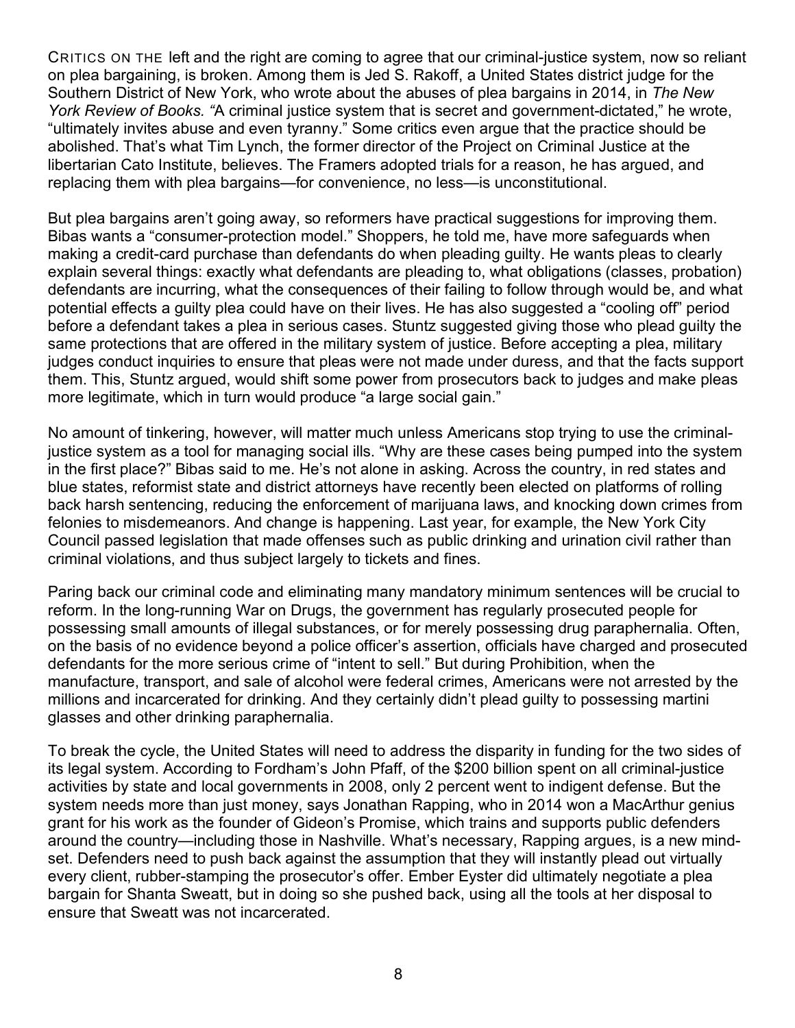CRITICS ON THE left and the right are coming to agree that our criminal-justice system, now so reliant on plea bargaining, is broken. Among them is Jed S. Rakoff, a United States district judge for the Southern District of New York, who wrote about the abuses of plea bargains in 2014, in *The New York Review of Books.* "A criminal justice system that is secret and government-dictated," he wrote, "ultimately invites abuse and even tyranny." Some critics even argue that the practice should be abolished. That's what Tim Lynch, the former director of the Project on Criminal Justice at the libertarian Cato Institute, believes. The Framers adopted trials for a reason, he has argued, and replacing them with plea bargains—for convenience, no less—is unconstitutional.

But plea bargains aren't going away, so reformers have practical suggestions for improving them. Bibas wants a "consumer-protection model." Shoppers, he told me, have more safeguards when making a credit-card purchase than defendants do when pleading guilty. He wants pleas to clearly explain several things: exactly what defendants are pleading to, what obligations (classes, probation) defendants are incurring, what the consequences of their failing to follow through would be, and what potential effects a guilty plea could have on their lives. He has also suggested a "cooling off" period before a defendant takes a plea in serious cases. Stuntz suggested giving those who plead guilty the same protections that are offered in the military system of justice. Before accepting a plea, military judges conduct inquiries to ensure that pleas were not made under duress, and that the facts support them. This, Stuntz argued, would shift some power from prosecutors back to judges and make pleas more legitimate, which in turn would produce "a large social gain."

No amount of tinkering, however, will matter much unless Americans stop trying to use the criminal-justice system as a tool for managing social ills. "Why are these cases being pumped into the system in the first place?" Bibas said to me. He's not alone in asking. Across the country, in red states and blue states, reformist state and district attorneys have recently been elected on platforms of rolling back harsh sentencing, reducing the enforcement of marijuana laws, and knocking down crimes from felonies to misdemeanors. And change is happening. Last year, for example, the New York City Council passed legislation that made offenses such as public drinking and urination civil rather than criminal violations, and thus subject largely to tickets and fines.

Paring back our criminal code and eliminating many mandatory minimum sentences will be crucial to reform. In the long-running War on Drugs, the government has regularly prosecuted people for possessing small amounts of illegal substances, or for merely possessing drug paraphernalia. Often, on the basis of no evidence beyond a police officer's assertion, officials have charged and prosecuted defendants for the more serious crime of "intent to sell." But during Prohibition, when the manufacture, transport, and sale of alcohol were federal crimes, Americans were not arrested by the millions and incarcerated for drinking. And they certainly didn't plead guilty to possessing martini glasses and other drinking paraphernalia.

To break the cycle, the United States will need to address the disparity in funding for the two sides of its legal system. According to Fordham's John Pfaff, of the $200 billion spent on all criminal-justice activities by state and local governments in 2008, only 2 percent went to indigent defense. But the system needs more than just money, says Jonathan Rapping, who in 2014 won a MacArthur genius grant for his work as the founder of Gideon's Promise, which trains and supports public defenders around the country—including those in Nashville. What's necessary, Rapping argues, is a new mind-set. Defenders need to push back against the assumption that they will instantly plead out virtually every client, rubber-stamping the prosecutor's offer. Ember Eyster did ultimately negotiate a plea bargain for Shanta Sweatt, but in doing so she pushed back, using all the tools at her disposal to ensure that Sweatt was not incarcerated.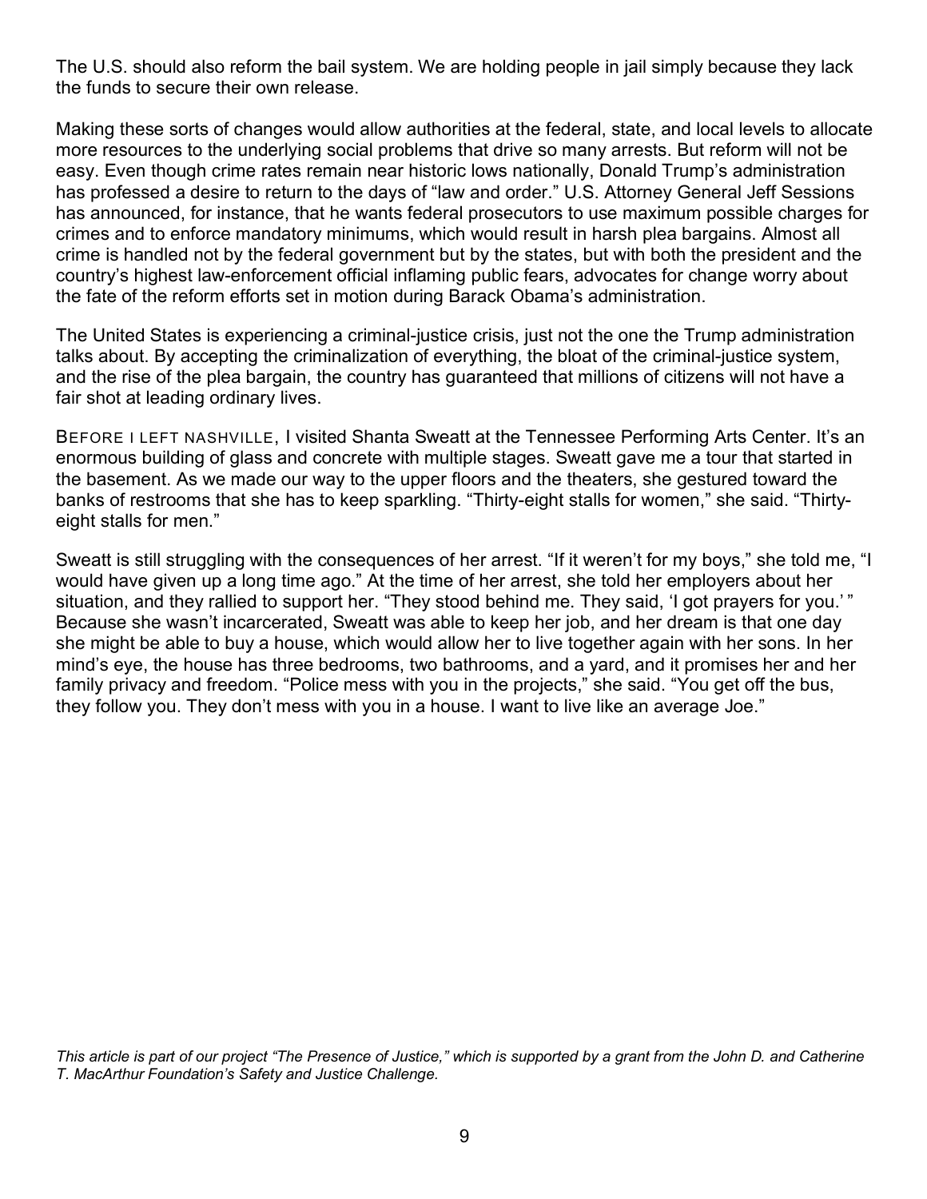The U.S. should also reform the bail system. We are holding people in jail simply because they lack the funds to secure their own release.

Making these sorts of changes would allow authorities at the federal, state, and local levels to allocate more resources to the underlying social problems that drive so many arrests. But reform will not be easy. Even though crime rates remain near historic lows nationally, Donald Trump's administration has professed a desire to return to the days of "law and order." U.S. Attorney General Jeff Sessions has announced, for instance, that he wants federal prosecutors to use maximum possible charges for crimes and to enforce mandatory minimums, which would result in harsh plea bargains. Almost all crime is handled not by the federal government but by the states, but with both the president and the country's highest law-enforcement official inflaming public fears, advocates for change worry about the fate of the reform efforts set in motion during Barack Obama's administration.

The United States is experiencing a criminal-justice crisis, just not the one the Trump administration talks about. By accepting the criminalization of everything, the bloat of the criminal-justice system, and the rise of the plea bargain, the country has guaranteed that millions of citizens will not have a fair shot at leading ordinary lives.

BEFORE I LEFT NASHVILLE, I visited Shanta Sweatt at the Tennessee Performing Arts Center. It's an enormous building of glass and concrete with multiple stages. Sweatt gave me a tour that started in the basement. As we made our way to the upper floors and the theaters, she gestured toward the banks of restrooms that she has to keep sparkling. "Thirty-eight stalls for women," she said. "Thirty-eight stalls for men."

Sweatt is still struggling with the consequences of her arrest. "If it weren't for my boys," she told me, "I would have given up a long time ago." At the time of her arrest, she told her employers about her situation, and they rallied to support her. "They stood behind me. They said, 'I got prayers for you.' " Because she wasn't incarcerated, Sweatt was able to keep her job, and her dream is that one day she might be able to buy a house, which would allow her to live together again with her sons. In her mind's eye, the house has three bedrooms, two bathrooms, and a yard, and it promises her and her family privacy and freedom. "Police mess with you in the projects," she said. "You get off the bus, they follow you. They don't mess with you in a house. I want to live like an average Joe."

*This article is part of our project "The Presence of Justice," which is supported by a grant from the John D. and Catherine T. MacArthur Foundation's Safety and Justice Challenge.*